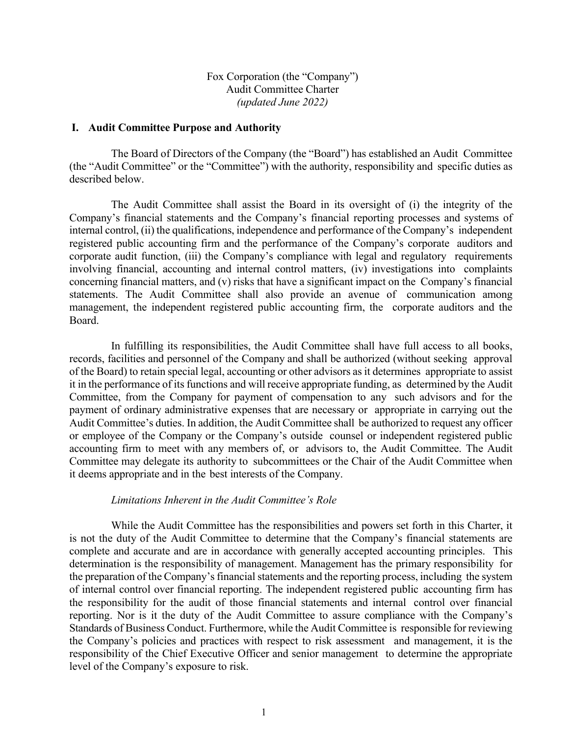Fox Corporation (the "Company")
Audit Committee Charter
*(updated June 2022)*

## I. Audit Committee Purpose and Authority

The Board of Directors of the Company (the "Board") has established an Audit Committee (the "Audit Committee" or the "Committee") with the authority, responsibility and specific duties as described below.

The Audit Committee shall assist the Board in its oversight of (i) the integrity of the Company's financial statements and the Company's financial reporting processes and systems of internal control, (ii) the qualifications, independence and performance of the Company's independent registered public accounting firm and the performance of the Company's corporate auditors and corporate audit function, (iii) the Company's compliance with legal and regulatory requirements involving financial, accounting and internal control matters, (iv) investigations into complaints concerning financial matters, and (v) risks that have a significant impact on the Company's financial statements. The Audit Committee shall also provide an avenue of communication among management, the independent registered public accounting firm, the corporate auditors and the Board.

In fulfilling its responsibilities, the Audit Committee shall have full access to all books, records, facilities and personnel of the Company and shall be authorized (without seeking approval of the Board) to retain special legal, accounting or other advisors as it determines appropriate to assist it in the performance of its functions and will receive appropriate funding, as determined by the Audit Committee, from the Company for payment of compensation to any such advisors and for the payment of ordinary administrative expenses that are necessary or appropriate in carrying out the Audit Committee's duties. In addition, the Audit Committee shall be authorized to request any officer or employee of the Company or the Company's outside counsel or independent registered public accounting firm to meet with any members of, or advisors to, the Audit Committee. The Audit Committee may delegate its authority to subcommittees or the Chair of the Audit Committee when it deems appropriate and in the best interests of the Company.

*Limitations Inherent in the Audit Committee's Role*

While the Audit Committee has the responsibilities and powers set forth in this Charter, it is not the duty of the Audit Committee to determine that the Company's financial statements are complete and accurate and are in accordance with generally accepted accounting principles. This determination is the responsibility of management. Management has the primary responsibility for the preparation of the Company's financial statements and the reporting process, including the system of internal control over financial reporting. The independent registered public accounting firm has the responsibility for the audit of those financial statements and internal control over financial reporting. Nor is it the duty of the Audit Committee to assure compliance with the Company's Standards of Business Conduct. Furthermore, while the Audit Committee is responsible for reviewing the Company's policies and practices with respect to risk assessment and management, it is the responsibility of the Chief Executive Officer and senior management to determine the appropriate level of the Company's exposure to risk.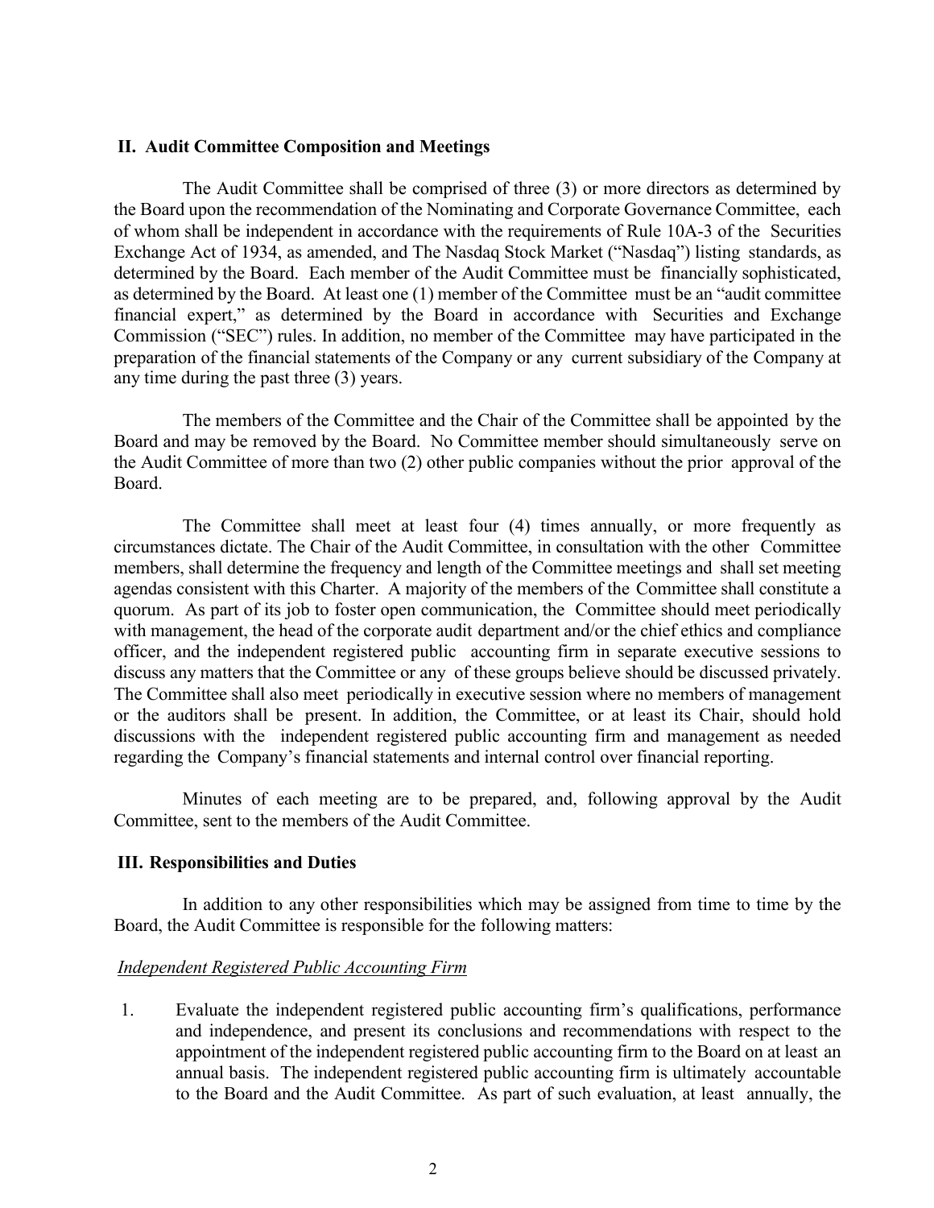## II. Audit Committee Composition and Meetings

The Audit Committee shall be comprised of three (3) or more directors as determined by the Board upon the recommendation of the Nominating and Corporate Governance Committee, each of whom shall be independent in accordance with the requirements of Rule 10A-3 of the Securities Exchange Act of 1934, as amended, and The Nasdaq Stock Market ("Nasdaq") listing standards, as determined by the Board. Each member of the Audit Committee must be financially sophisticated, as determined by the Board. At least one (1) member of the Committee must be an "audit committee financial expert," as determined by the Board in accordance with Securities and Exchange Commission ("SEC") rules. In addition, no member of the Committee may have participated in the preparation of the financial statements of the Company or any current subsidiary of the Company at any time during the past three (3) years.

The members of the Committee and the Chair of the Committee shall be appointed by the Board and may be removed by the Board. No Committee member should simultaneously serve on the Audit Committee of more than two (2) other public companies without the prior approval of the Board.

The Committee shall meet at least four (4) times annually, or more frequently as circumstances dictate. The Chair of the Audit Committee, in consultation with the other Committee members, shall determine the frequency and length of the Committee meetings and shall set meeting agendas consistent with this Charter. A majority of the members of the Committee shall constitute a quorum. As part of its job to foster open communication, the Committee should meet periodically with management, the head of the corporate audit department and/or the chief ethics and compliance officer, and the independent registered public accounting firm in separate executive sessions to discuss any matters that the Committee or any of these groups believe should be discussed privately. The Committee shall also meet periodically in executive session where no members of management or the auditors shall be present. In addition, the Committee, or at least its Chair, should hold discussions with the independent registered public accounting firm and management as needed regarding the Company's financial statements and internal control over financial reporting.

Minutes of each meeting are to be prepared, and, following approval by the Audit Committee, sent to the members of the Audit Committee.

## III. Responsibilities and Duties

In addition to any other responsibilities which may be assigned from time to time by the Board, the Audit Committee is responsible for the following matters:

*Independent Registered Public Accounting Firm*

1. Evaluate the independent registered public accounting firm's qualifications, performance and independence, and present its conclusions and recommendations with respect to the appointment of the independent registered public accounting firm to the Board on at least an annual basis. The independent registered public accounting firm is ultimately accountable to the Board and the Audit Committee. As part of such evaluation, at least annually, the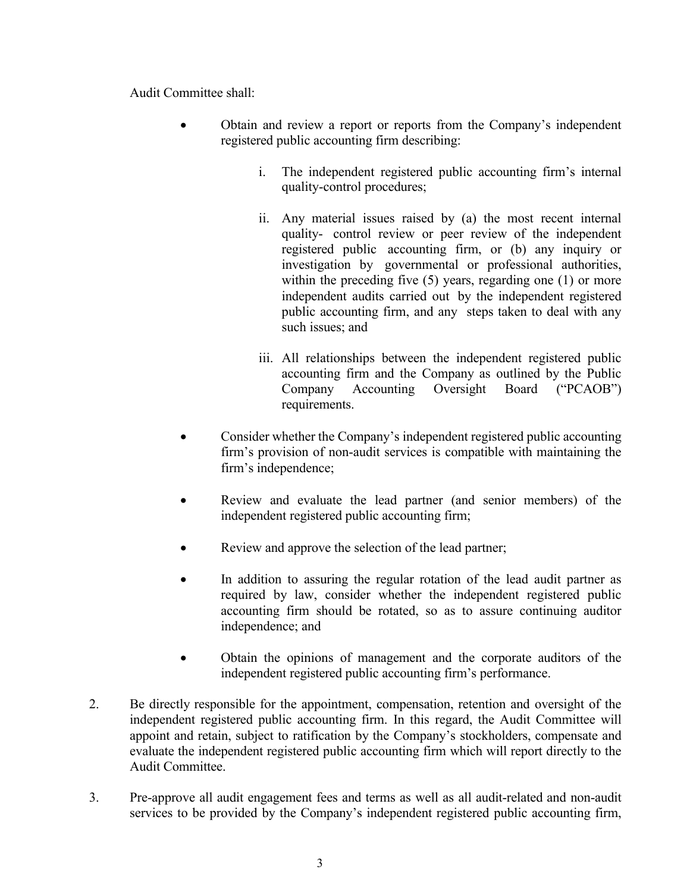Audit Committee shall:

- Obtain and review a report or reports from the Company's independent registered public accounting firm describing:

    i. The independent registered public accounting firm's internal quality-control procedures;

    ii. Any material issues raised by (a) the most recent internal quality- control review or peer review of the independent registered public accounting firm, or (b) any inquiry or investigation by governmental or professional authorities, within the preceding five (5) years, regarding one (1) or more independent audits carried out by the independent registered public accounting firm, and any steps taken to deal with any such issues; and

    iii. All relationships between the independent registered public accounting firm and the Company as outlined by the Public Company Accounting Oversight Board ("PCAOB") requirements.

- Consider whether the Company's independent registered public accounting firm's provision of non-audit services is compatible with maintaining the firm's independence;

- Review and evaluate the lead partner (and senior members) of the independent registered public accounting firm;

- Review and approve the selection of the lead partner;

- In addition to assuring the regular rotation of the lead audit partner as required by law, consider whether the independent registered public accounting firm should be rotated, so as to assure continuing auditor independence; and

- Obtain the opinions of management and the corporate auditors of the independent registered public accounting firm's performance.

2. Be directly responsible for the appointment, compensation, retention and oversight of the independent registered public accounting firm. In this regard, the Audit Committee will appoint and retain, subject to ratification by the Company's stockholders, compensate and evaluate the independent registered public accounting firm which will report directly to the Audit Committee.

3. Pre-approve all audit engagement fees and terms as well as all audit-related and non-audit services to be provided by the Company's independent registered public accounting firm,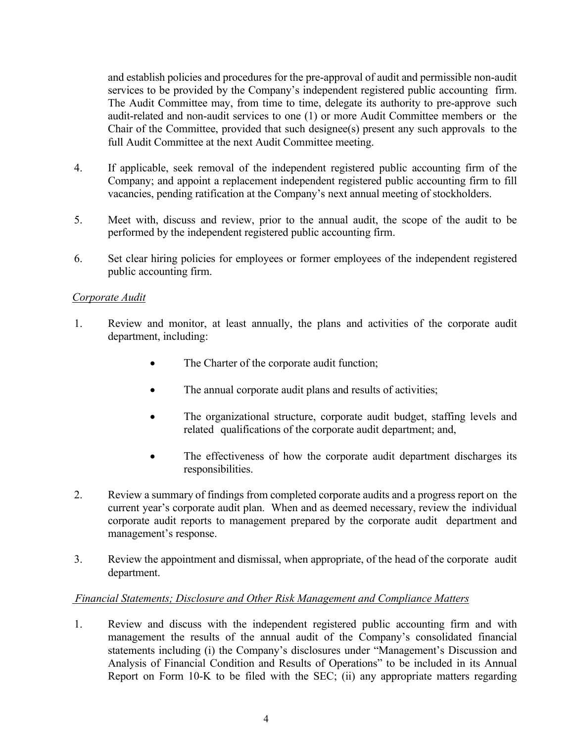and establish policies and procedures for the pre-approval of audit and permissible non-audit services to be provided by the Company's independent registered public accounting firm. The Audit Committee may, from time to time, delegate its authority to pre-approve such audit-related and non-audit services to one (1) or more Audit Committee members or the Chair of the Committee, provided that such designee(s) present any such approvals to the full Audit Committee at the next Audit Committee meeting.

4. If applicable, seek removal of the independent registered public accounting firm of the Company; and appoint a replacement independent registered public accounting firm to fill vacancies, pending ratification at the Company's next annual meeting of stockholders.

5. Meet with, discuss and review, prior to the annual audit, the scope of the audit to be performed by the independent registered public accounting firm.

6. Set clear hiring policies for employees or former employees of the independent registered public accounting firm.

*Corporate Audit*

1. Review and monitor, at least annually, the plans and activities of the corporate audit department, including:

   - The Charter of the corporate audit function;
   - The annual corporate audit plans and results of activities;
   - The organizational structure, corporate audit budget, staffing levels and related qualifications of the corporate audit department; and,
   - The effectiveness of how the corporate audit department discharges its responsibilities.

2. Review a summary of findings from completed corporate audits and a progress report on the current year's corporate audit plan. When and as deemed necessary, review the individual corporate audit reports to management prepared by the corporate audit department and management's response.

3. Review the appointment and dismissal, when appropriate, of the head of the corporate audit department.

*Financial Statements; Disclosure and Other Risk Management and Compliance Matters*

1. Review and discuss with the independent registered public accounting firm and with management the results of the annual audit of the Company's consolidated financial statements including (i) the Company's disclosures under "Management's Discussion and Analysis of Financial Condition and Results of Operations" to be included in its Annual Report on Form 10-K to be filed with the SEC; (ii) any appropriate matters regarding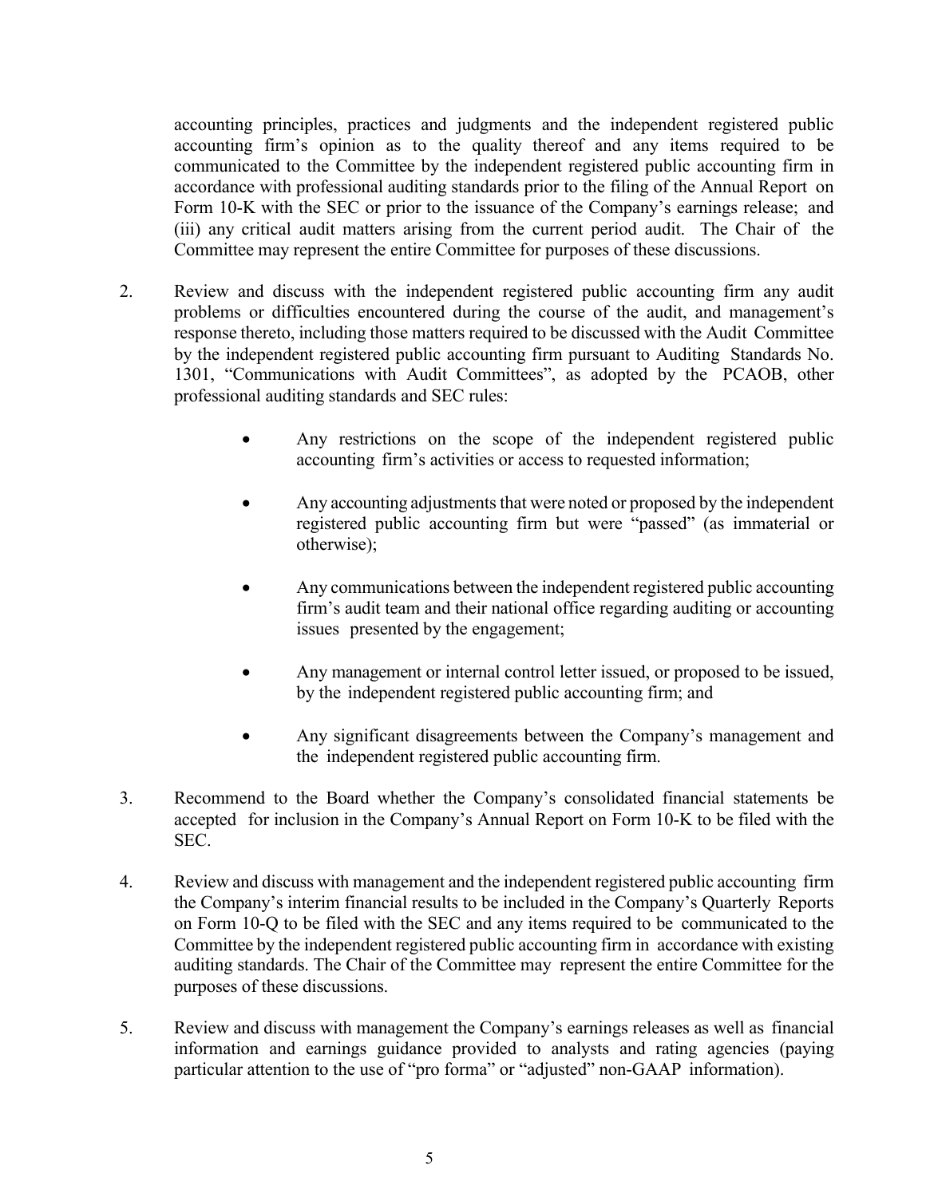accounting principles, practices and judgments and the independent registered public accounting firm's opinion as to the quality thereof and any items required to be communicated to the Committee by the independent registered public accounting firm in accordance with professional auditing standards prior to the filing of the Annual Report on Form 10-K with the SEC or prior to the issuance of the Company's earnings release; and (iii) any critical audit matters arising from the current period audit. The Chair of the Committee may represent the entire Committee for purposes of these discussions.

2. Review and discuss with the independent registered public accounting firm any audit problems or difficulties encountered during the course of the audit, and management's response thereto, including those matters required to be discussed with the Audit Committee by the independent registered public accounting firm pursuant to Auditing Standards No. 1301, "Communications with Audit Committees", as adopted by the PCAOB, other professional auditing standards and SEC rules:

   - Any restrictions on the scope of the independent registered public accounting firm's activities or access to requested information;
   - Any accounting adjustments that were noted or proposed by the independent registered public accounting firm but were "passed" (as immaterial or otherwise);
   - Any communications between the independent registered public accounting firm's audit team and their national office regarding auditing or accounting issues presented by the engagement;
   - Any management or internal control letter issued, or proposed to be issued, by the independent registered public accounting firm; and
   - Any significant disagreements between the Company's management and the independent registered public accounting firm.

3. Recommend to the Board whether the Company's consolidated financial statements be accepted for inclusion in the Company's Annual Report on Form 10-K to be filed with the SEC.

4. Review and discuss with management and the independent registered public accounting firm the Company's interim financial results to be included in the Company's Quarterly Reports on Form 10-Q to be filed with the SEC and any items required to be communicated to the Committee by the independent registered public accounting firm in accordance with existing auditing standards. The Chair of the Committee may represent the entire Committee for the purposes of these discussions.

5. Review and discuss with management the Company's earnings releases as well as financial information and earnings guidance provided to analysts and rating agencies (paying particular attention to the use of "pro forma" or "adjusted" non-GAAP information).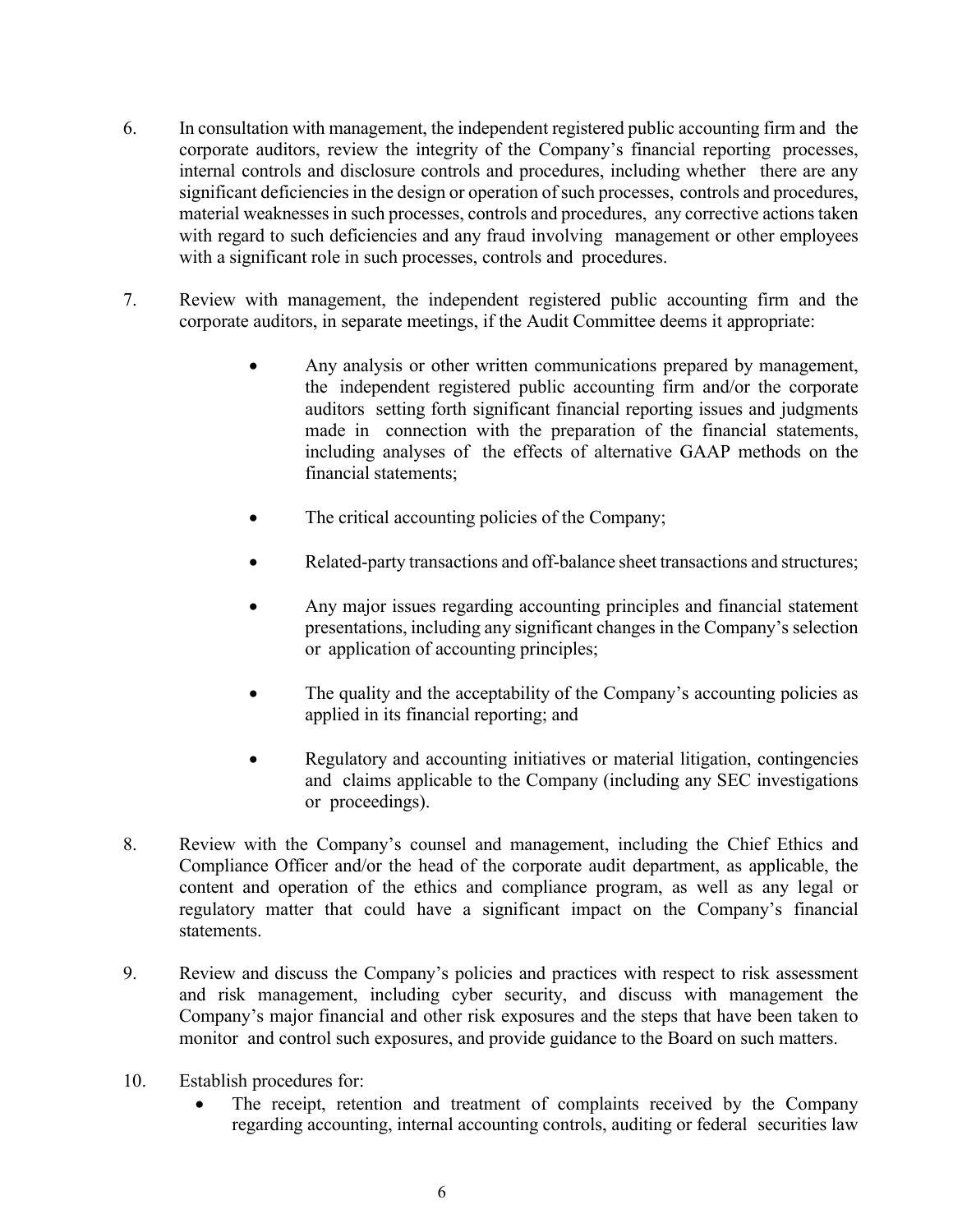6. In consultation with management, the independent registered public accounting firm and the corporate auditors, review the integrity of the Company's financial reporting processes, internal controls and disclosure controls and procedures, including whether there are any significant deficiencies in the design or operation of such processes, controls and procedures, material weaknesses in such processes, controls and procedures, any corrective actions taken with regard to such deficiencies and any fraud involving management or other employees with a significant role in such processes, controls and procedures.

7. Review with management, the independent registered public accounting firm and the corporate auditors, in separate meetings, if the Audit Committee deems it appropriate:

    - Any analysis or other written communications prepared by management, the independent registered public accounting firm and/or the corporate auditors setting forth significant financial reporting issues and judgments made in connection with the preparation of the financial statements, including analyses of the effects of alternative GAAP methods on the financial statements;

    - The critical accounting policies of the Company;

    - Related-party transactions and off-balance sheet transactions and structures;

    - Any major issues regarding accounting principles and financial statement presentations, including any significant changes in the Company's selection or application of accounting principles;

    - The quality and the acceptability of the Company's accounting policies as applied in its financial reporting; and

    - Regulatory and accounting initiatives or material litigation, contingencies and claims applicable to the Company (including any SEC investigations or proceedings).

8. Review with the Company's counsel and management, including the Chief Ethics and Compliance Officer and/or the head of the corporate audit department, as applicable, the content and operation of the ethics and compliance program, as well as any legal or regulatory matter that could have a significant impact on the Company's financial statements.

9. Review and discuss the Company's policies and practices with respect to risk assessment and risk management, including cyber security, and discuss with management the Company's major financial and other risk exposures and the steps that have been taken to monitor and control such exposures, and provide guidance to the Board on such matters.

10. Establish procedures for:
    - The receipt, retention and treatment of complaints received by the Company regarding accounting, internal accounting controls, auditing or federal securities law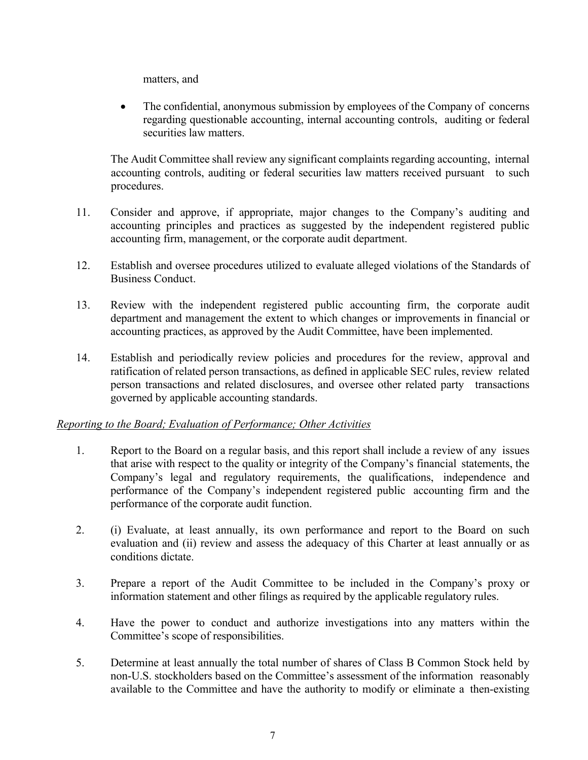matters, and

- The confidential, anonymous submission by employees of the Company of concerns regarding questionable accounting, internal accounting controls, auditing or federal securities law matters.

The Audit Committee shall review any significant complaints regarding accounting, internal accounting controls, auditing or federal securities law matters received pursuant to such procedures.

11. Consider and approve, if appropriate, major changes to the Company's auditing and accounting principles and practices as suggested by the independent registered public accounting firm, management, or the corporate audit department.

12. Establish and oversee procedures utilized to evaluate alleged violations of the Standards of Business Conduct.

13. Review with the independent registered public accounting firm, the corporate audit department and management the extent to which changes or improvements in financial or accounting practices, as approved by the Audit Committee, have been implemented.

14. Establish and periodically review policies and procedures for the review, approval and ratification of related person transactions, as defined in applicable SEC rules, review related person transactions and related disclosures, and oversee other related party transactions governed by applicable accounting standards.

*Reporting to the Board; Evaluation of Performance; Other Activities*

1. Report to the Board on a regular basis, and this report shall include a review of any issues that arise with respect to the quality or integrity of the Company's financial statements, the Company's legal and regulatory requirements, the qualifications, independence and performance of the Company's independent registered public accounting firm and the performance of the corporate audit function.

2. (i) Evaluate, at least annually, its own performance and report to the Board on such evaluation and (ii) review and assess the adequacy of this Charter at least annually or as conditions dictate.

3. Prepare a report of the Audit Committee to be included in the Company's proxy or information statement and other filings as required by the applicable regulatory rules.

4. Have the power to conduct and authorize investigations into any matters within the Committee's scope of responsibilities.

5. Determine at least annually the total number of shares of Class B Common Stock held by non-U.S. stockholders based on the Committee's assessment of the information reasonably available to the Committee and have the authority to modify or eliminate a then-existing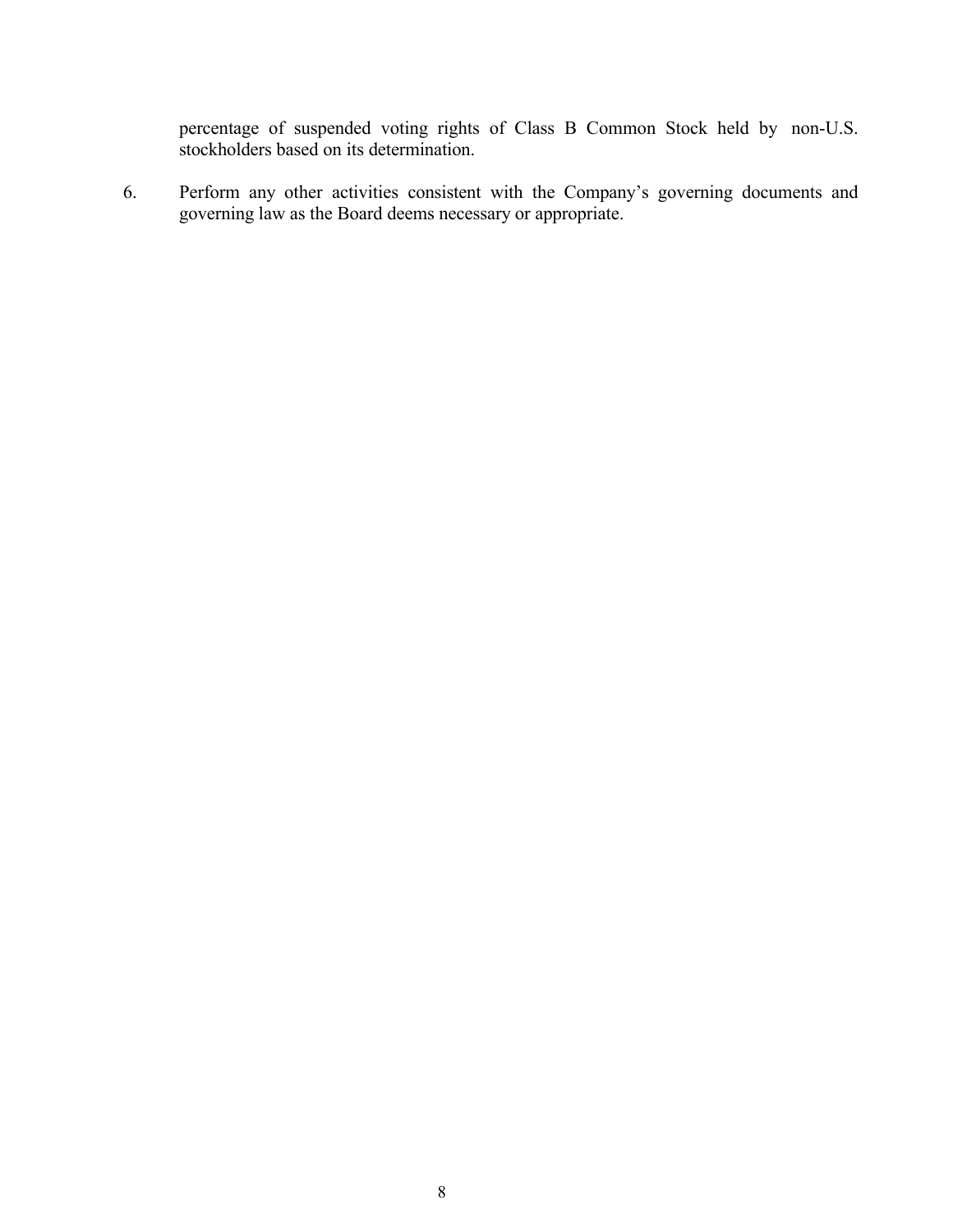percentage of suspended voting rights of Class B Common Stock held by non-U.S. stockholders based on its determination.

6. Perform any other activities consistent with the Company's governing documents and governing law as the Board deems necessary or appropriate.